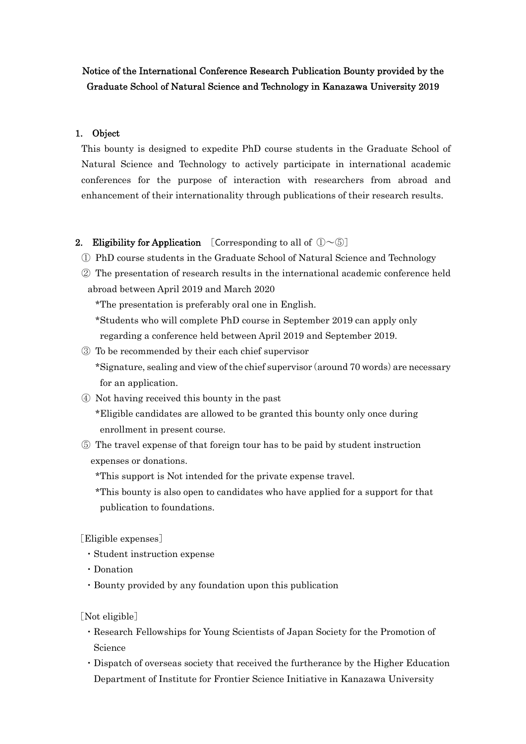# Notice of the International Conference Research Publication Bounty provided by the Graduate School of Natural Science and Technology in Kanazawa University 2019

## 1. Object

This bounty is designed to expedite PhD course students in the Graduate School of Natural Science and Technology to actively participate in international academic conferences for the purpose of interaction with researchers from abroad and enhancement of their internationality through publications of their research results.

## 2. Eligibility for Application ［Corresponding to all of ①～⑤］

① PhD course students in the Graduate School of Natural Science and Technology

② The presentation of research results in the international academic conference held abroad between April 2019 and March 2020

*The presentation is preferably oral one in English.

*Students who will complete PhD course in September 2019 can apply only regarding a conference held between April 2019 and September 2019.

③ To be recommended by their each chief supervisor

*Signature, sealing and view of the chief supervisor (around 70 words) are necessary for an application.

④ Not having received this bounty in the past

*Eligible candidates are allowed to be granted this bounty only once during enrollment in present course.

⑤ The travel expense of that foreign tour has to be paid by student instruction expenses or donations.

*This support is Not intended for the private expense travel.

*This bounty is also open to candidates who have applied for a support for that publication to foundations.

［Eligible expenses］

・Student instruction expense
・Donation
・Bounty provided by any foundation upon this publication

［Not eligible］

・Research Fellowships for Young Scientists of Japan Society for the Promotion of Science
・Dispatch of overseas society that received the furtherance by the Higher Education Department of Institute for Frontier Science Initiative in Kanazawa University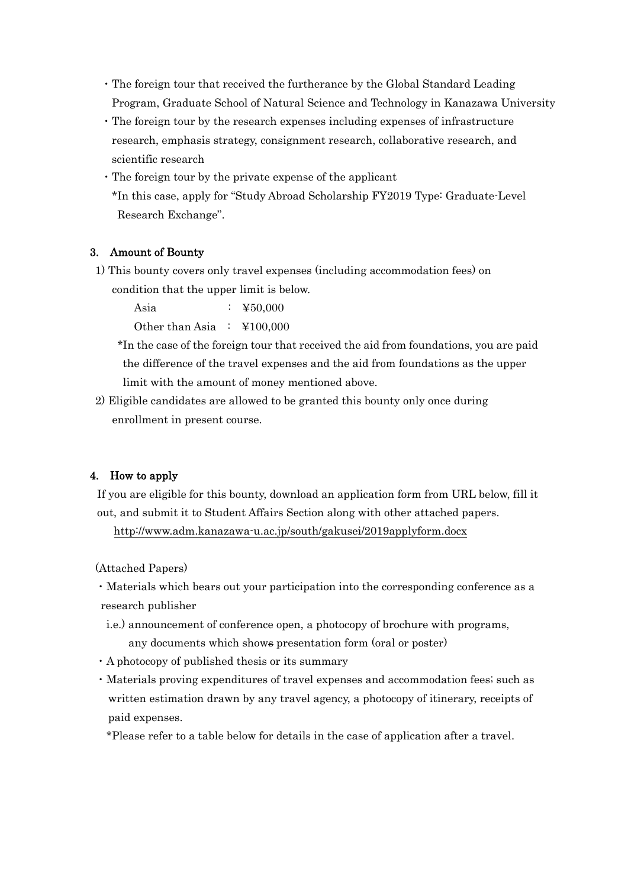- The foreign tour that received the furtherance by the Global Standard Leading Program, Graduate School of Natural Science and Technology in Kanazawa University
- The foreign tour by the research expenses including expenses of infrastructure research, emphasis strategy, consignment research, collaborative research, and scientific research
- The foreign tour by the private expense of the applicant
  *In this case, apply for "Study Abroad Scholarship FY2019 Type: Graduate-Level Research Exchange".

### 3. Amount of Bounty

1) This bounty covers only travel expenses (including accommodation fees) on condition that the upper limit is below.

   Asia : ¥50,000
   
   Other than Asia : ¥100,000

   *In the case of the foreign tour that received the aid from foundations, you are paid the difference of the travel expenses and the aid from foundations as the upper limit with the amount of money mentioned above.

2) Eligible candidates are allowed to be granted this bounty only once during enrollment in present course.

### 4. How to apply

If you are eligible for this bounty, download an application form from URL below, fill it out, and submit it to Student Affairs Section along with other attached papers.

http://www.adm.kanazawa-u.ac.jp/south/gakusei/2019applyform.docx

(Attached Papers)

- Materials which bears out your participation into the corresponding conference as a research publisher
  i.e.) announcement of conference open, a photocopy of brochure with programs, any documents which shows presentation form (oral or poster)
- A photocopy of published thesis or its summary
- Materials proving expenditures of travel expenses and accommodation fees; such as written estimation drawn by any travel agency, a photocopy of itinerary, receipts of paid expenses.
  *Please refer to a table below for details in the case of application after a travel.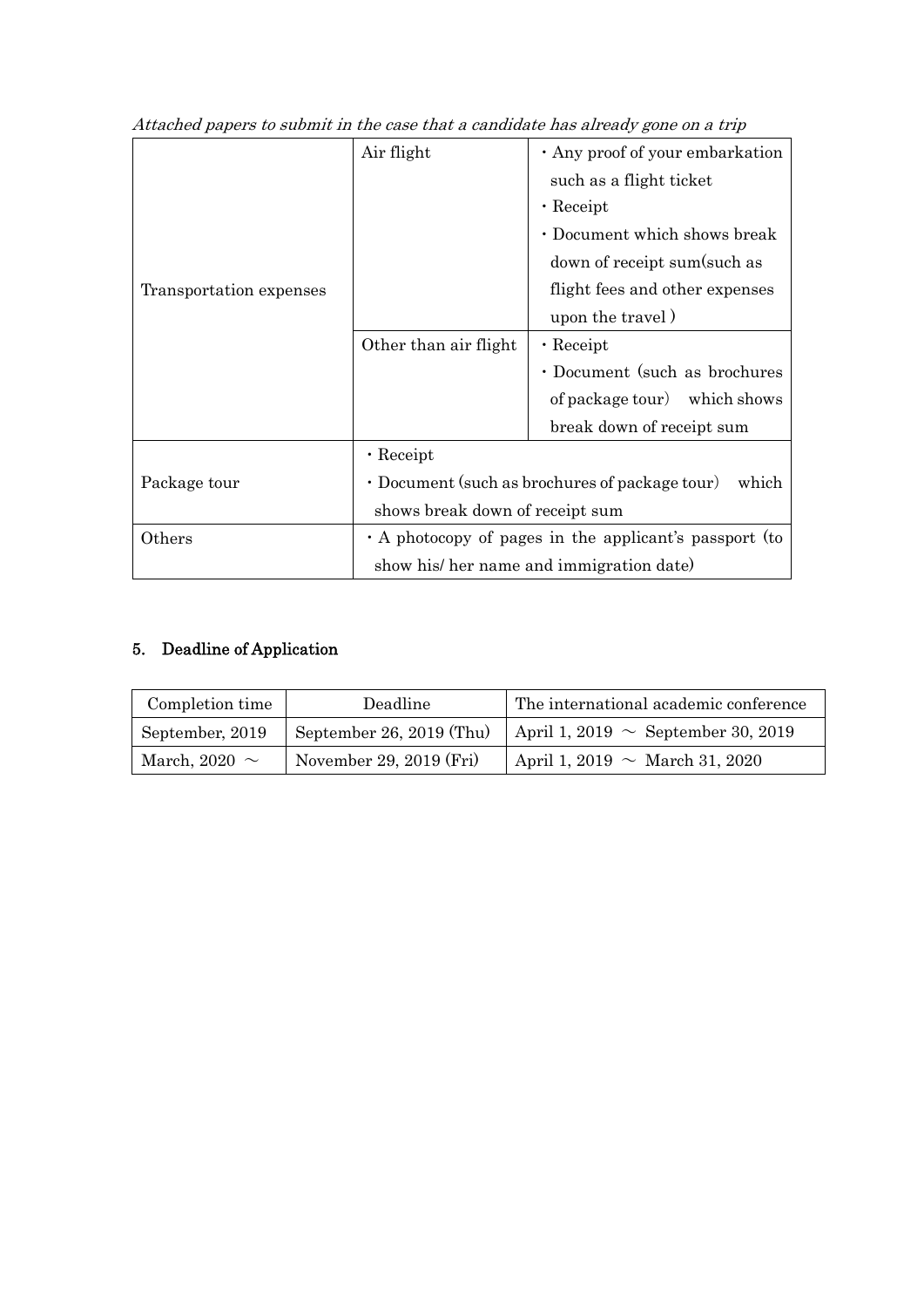*Attached papers to submit in the case that a candidate has already gone on a trip*

| | | |
|---|---|---|
| Transportation expenses | Air flight | ・Any proof of your embarkation such as a flight ticket<br>・Receipt<br>・Document which shows break down of receipt sum(such as flight fees and other expenses upon the travel ) |
| | Other than air flight | ・Receipt<br>・Document（such as brochures of package tour） which shows break down of receipt sum |
| Package tour | ・Receipt<br>・Document (such as brochures of package tour） which shows break down of receipt sum | |
| Others | ・A photocopy of pages in the applicant's passport (to show his/ her name and immigration date) | |

## 5. Deadline of Application

| Completion time | Deadline | The international academic conference |
|---|---|---|
| September, 2019 | September 26, 2019 (Thu) | April 1, 2019 ～ September 30, 2019 |
| March, 2020 ～ | November 29, 2019 (Fri) | April 1, 2019 ～ March 31, 2020 |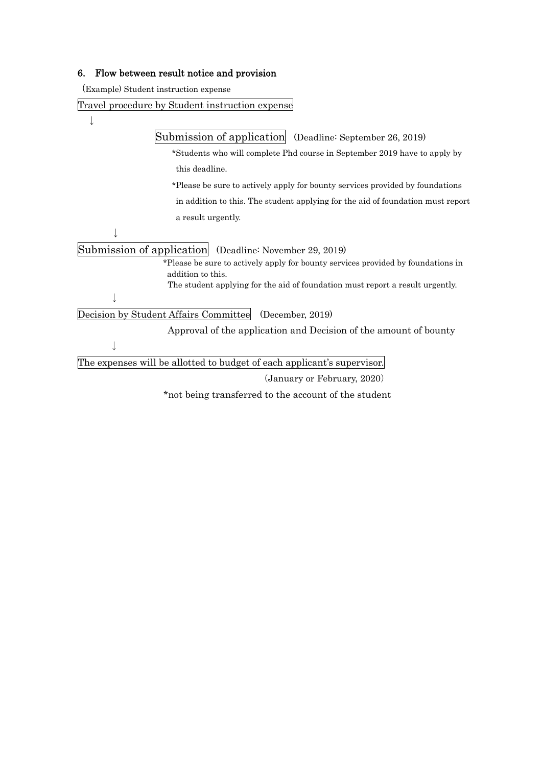### 6. Flow between result notice and provision

(Example) Student instruction expense

Travel procedure by Student instruction expense

↓

Submission of application (Deadline: September 26, 2019)

*Students who will complete Phd course in September 2019 have to apply by this deadline.

*Please be sure to actively apply for bounty services provided by foundations in addition to this. The student applying for the aid of foundation must report a result urgently.

↓

Submission of application (Deadline: November 29, 2019)

*Please be sure to actively apply for bounty services provided by foundations in addition to this.
The student applying for the aid of foundation must report a result urgently.

↓

Decision by Student Affairs Committee (December, 2019)

Approval of the application and Decision of the amount of bounty

↓

The expenses will be allotted to budget of each applicant's supervisor.

(January or February, 2020)

*not being transferred to the account of the student